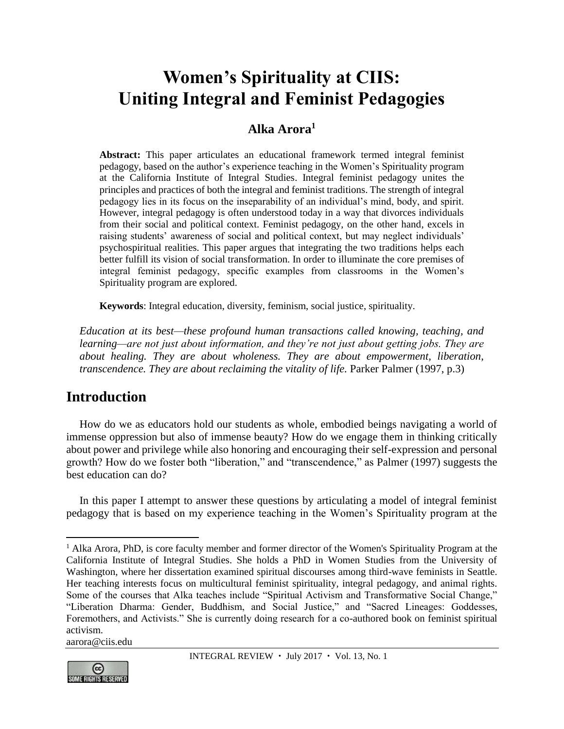# Women's Spirituality at CIIS: Uniting Integral and Feminist Pedagogies

**Alka Arora**[1]

**Abstract:** This paper articulates an educational framework termed integral feminist pedagogy, based on the author's experience teaching in the Women's Spirituality program at the California Institute of Integral Studies. Integral feminist pedagogy unites the principles and practices of both the integral and feminist traditions. The strength of integral pedagogy lies in its focus on the inseparability of an individual's mind, body, and spirit. However, integral pedagogy is often understood today in a way that divorces individuals from their social and political context. Feminist pedagogy, on the other hand, excels in raising students' awareness of social and political context, but may neglect individuals' psychospiritual realities. This paper argues that integrating the two traditions helps each better fulfill its vision of social transformation. In order to illuminate the core premises of integral feminist pedagogy, specific examples from classrooms in the Women's Spirituality program are explored.

**Keywords**: Integral education, diversity, feminism, social justice, spirituality.

*Education at its best—these profound human transactions called knowing, teaching, and learning—are not just about information, and they're not just about getting jobs. They are about healing. They are about wholeness. They are about empowerment, liberation, transcendence. They are about reclaiming the vitality of life.* Parker Palmer (1997, p.3)

## Introduction

How do we as educators hold our students as whole, embodied beings navigating a world of immense oppression but also of immense beauty? How do we engage them in thinking critically about power and privilege while also honoring and encouraging their self-expression and personal growth? How do we foster both "liberation," and "transcendence," as Palmer (1997) suggests the best education can do?

In this paper I attempt to answer these questions by articulating a model of integral feminist pedagogy that is based on my experience teaching in the Women's Spirituality program at the

[1] Alka Arora, PhD, is core faculty member and former director of the Women's Spirituality Program at the California Institute of Integral Studies. She holds a PhD in Women Studies from the University of Washington, where her dissertation examined spiritual discourses among third-wave feminists in Seattle. Her teaching interests focus on multicultural feminist spirituality, integral pedagogy, and animal rights. Some of the courses that Alka teaches include "Spiritual Activism and Transformative Social Change," "Liberation Dharma: Gender, Buddhism, and Social Justice," and "Sacred Lineages: Goddesses, Foremothers, and Activists." She is currently doing research for a co-authored book on feminist spiritual activism.
aarora@ciis.edu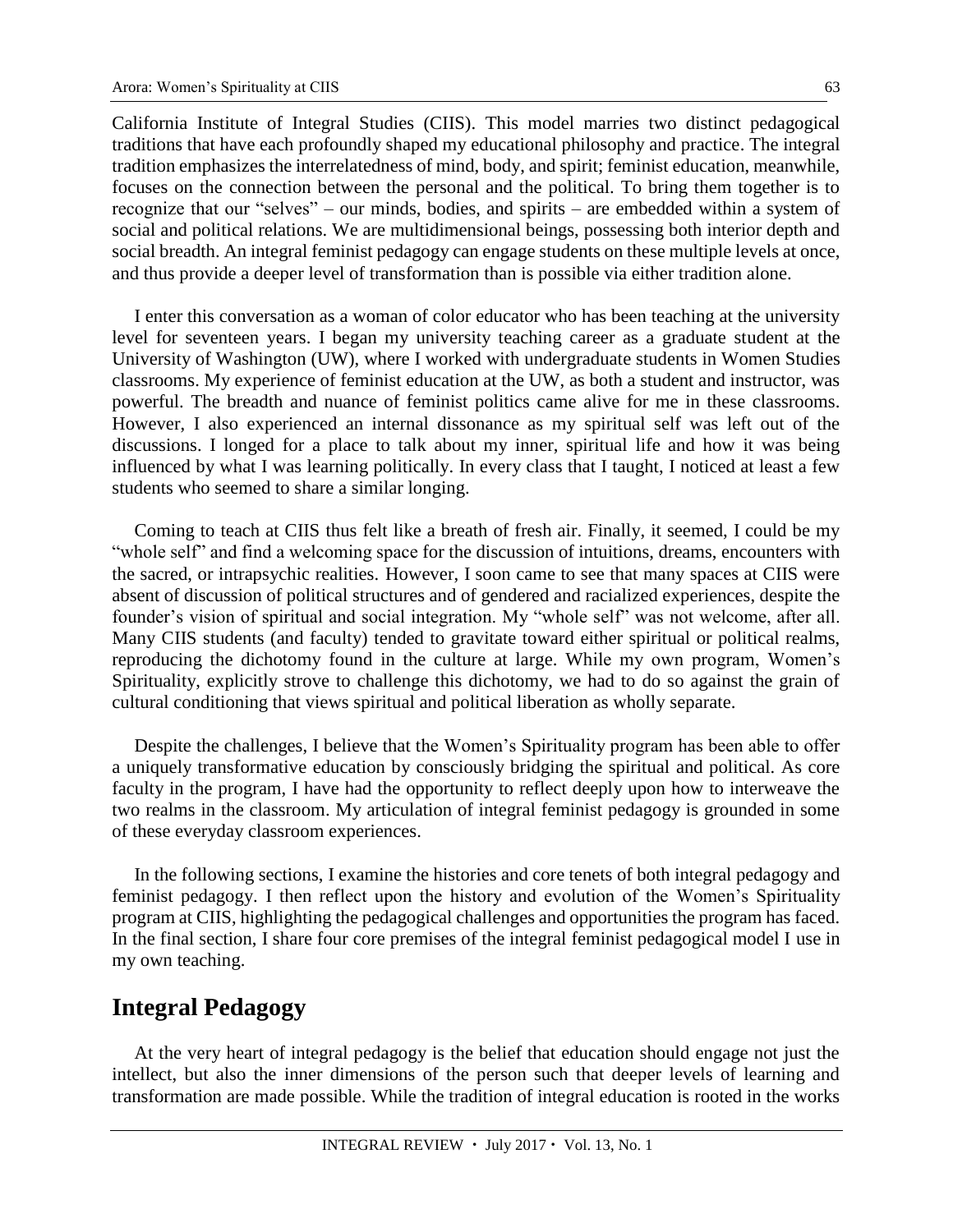California Institute of Integral Studies (CIIS). This model marries two distinct pedagogical traditions that have each profoundly shaped my educational philosophy and practice. The integral tradition emphasizes the interrelatedness of mind, body, and spirit; feminist education, meanwhile, focuses on the connection between the personal and the political. To bring them together is to recognize that our "selves" – our minds, bodies, and spirits – are embedded within a system of social and political relations. We are multidimensional beings, possessing both interior depth and social breadth. An integral feminist pedagogy can engage students on these multiple levels at once, and thus provide a deeper level of transformation than is possible via either tradition alone.

I enter this conversation as a woman of color educator who has been teaching at the university level for seventeen years. I began my university teaching career as a graduate student at the University of Washington (UW), where I worked with undergraduate students in Women Studies classrooms. My experience of feminist education at the UW, as both a student and instructor, was powerful. The breadth and nuance of feminist politics came alive for me in these classrooms. However, I also experienced an internal dissonance as my spiritual self was left out of the discussions. I longed for a place to talk about my inner, spiritual life and how it was being influenced by what I was learning politically. In every class that I taught, I noticed at least a few students who seemed to share a similar longing.

Coming to teach at CIIS thus felt like a breath of fresh air. Finally, it seemed, I could be my "whole self" and find a welcoming space for the discussion of intuitions, dreams, encounters with the sacred, or intrapsychic realities. However, I soon came to see that many spaces at CIIS were absent of discussion of political structures and of gendered and racialized experiences, despite the founder's vision of spiritual and social integration. My "whole self" was not welcome, after all. Many CIIS students (and faculty) tended to gravitate toward either spiritual or political realms, reproducing the dichotomy found in the culture at large. While my own program, Women's Spirituality, explicitly strove to challenge this dichotomy, we had to do so against the grain of cultural conditioning that views spiritual and political liberation as wholly separate.

Despite the challenges, I believe that the Women's Spirituality program has been able to offer a uniquely transformative education by consciously bridging the spiritual and political. As core faculty in the program, I have had the opportunity to reflect deeply upon how to interweave the two realms in the classroom. My articulation of integral feminist pedagogy is grounded in some of these everyday classroom experiences.

In the following sections, I examine the histories and core tenets of both integral pedagogy and feminist pedagogy. I then reflect upon the history and evolution of the Women's Spirituality program at CIIS, highlighting the pedagogical challenges and opportunities the program has faced. In the final section, I share four core premises of the integral feminist pedagogical model I use in my own teaching.

## Integral Pedagogy

At the very heart of integral pedagogy is the belief that education should engage not just the intellect, but also the inner dimensions of the person such that deeper levels of learning and transformation are made possible. While the tradition of integral education is rooted in the works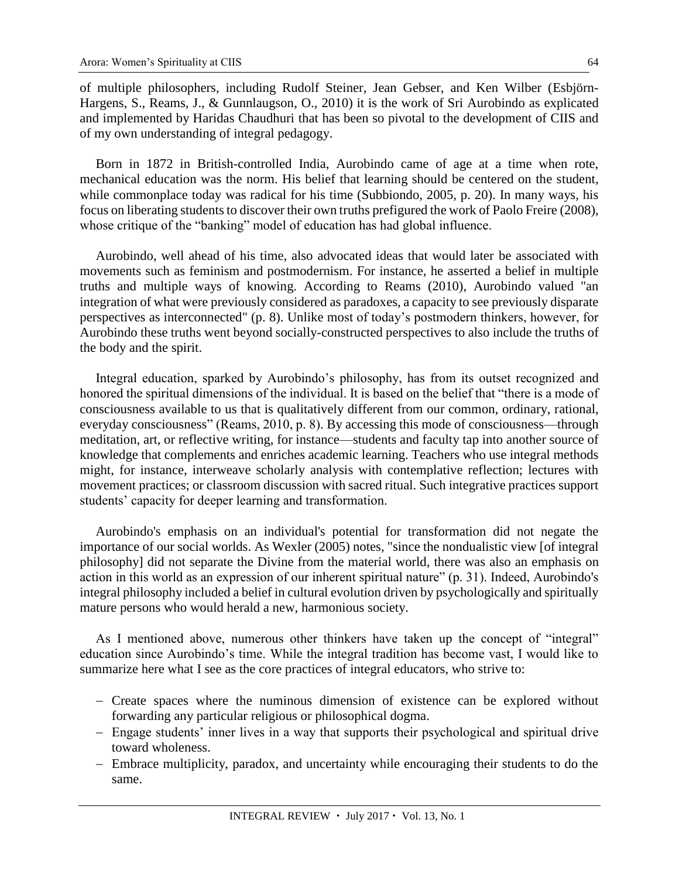of multiple philosophers, including Rudolf Steiner, Jean Gebser, and Ken Wilber (Esbjörn-Hargens, S., Reams, J., & Gunnlaugson, O., 2010) it is the work of Sri Aurobindo as explicated and implemented by Haridas Chaudhuri that has been so pivotal to the development of CIIS and of my own understanding of integral pedagogy.

Born in 1872 in British-controlled India, Aurobindo came of age at a time when rote, mechanical education was the norm. His belief that learning should be centered on the student, while commonplace today was radical for his time (Subbiondo, 2005, p. 20). In many ways, his focus on liberating students to discover their own truths prefigured the work of Paolo Freire (2008), whose critique of the "banking" model of education has had global influence.

Aurobindo, well ahead of his time, also advocated ideas that would later be associated with movements such as feminism and postmodernism. For instance, he asserted a belief in multiple truths and multiple ways of knowing. According to Reams (2010), Aurobindo valued "an integration of what were previously considered as paradoxes, a capacity to see previously disparate perspectives as interconnected" (p. 8). Unlike most of today's postmodern thinkers, however, for Aurobindo these truths went beyond socially-constructed perspectives to also include the truths of the body and the spirit.

Integral education, sparked by Aurobindo's philosophy, has from its outset recognized and honored the spiritual dimensions of the individual. It is based on the belief that "there is a mode of consciousness available to us that is qualitatively different from our common, ordinary, rational, everyday consciousness" (Reams, 2010, p. 8). By accessing this mode of consciousness—through meditation, art, or reflective writing, for instance—students and faculty tap into another source of knowledge that complements and enriches academic learning. Teachers who use integral methods might, for instance, interweave scholarly analysis with contemplative reflection; lectures with movement practices; or classroom discussion with sacred ritual. Such integrative practices support students' capacity for deeper learning and transformation.

Aurobindo's emphasis on an individual's potential for transformation did not negate the importance of our social worlds. As Wexler (2005) notes, "since the nondualistic view [of integral philosophy] did not separate the Divine from the material world, there was also an emphasis on action in this world as an expression of our inherent spiritual nature" (p. 31). Indeed, Aurobindo's integral philosophy included a belief in cultural evolution driven by psychologically and spiritually mature persons who would herald a new, harmonious society.

As I mentioned above, numerous other thinkers have taken up the concept of "integral" education since Aurobindo's time. While the integral tradition has become vast, I would like to summarize here what I see as the core practices of integral educators, who strive to:

- Create spaces where the numinous dimension of existence can be explored without forwarding any particular religious or philosophical dogma.
- Engage students' inner lives in a way that supports their psychological and spiritual drive toward wholeness.
- Embrace multiplicity, paradox, and uncertainty while encouraging their students to do the same.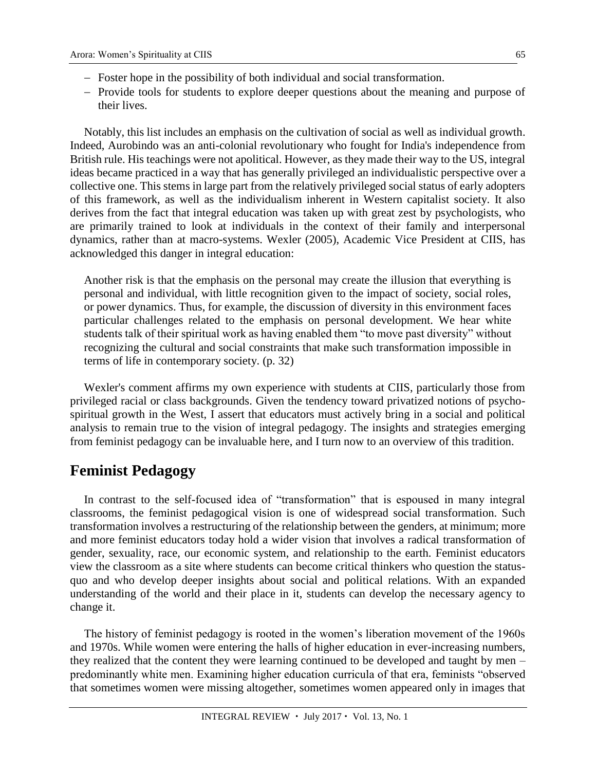- Foster hope in the possibility of both individual and social transformation.
- Provide tools for students to explore deeper questions about the meaning and purpose of their lives.

Notably, this list includes an emphasis on the cultivation of social as well as individual growth. Indeed, Aurobindo was an anti-colonial revolutionary who fought for India's independence from British rule. His teachings were not apolitical. However, as they made their way to the US, integral ideas became practiced in a way that has generally privileged an individualistic perspective over a collective one. This stems in large part from the relatively privileged social status of early adopters of this framework, as well as the individualism inherent in Western capitalist society. It also derives from the fact that integral education was taken up with great zest by psychologists, who are primarily trained to look at individuals in the context of their family and interpersonal dynamics, rather than at macro-systems. Wexler (2005), Academic Vice President at CIIS, has acknowledged this danger in integral education:

> Another risk is that the emphasis on the personal may create the illusion that everything is personal and individual, with little recognition given to the impact of society, social roles, or power dynamics. Thus, for example, the discussion of diversity in this environment faces particular challenges related to the emphasis on personal development. We hear white students talk of their spiritual work as having enabled them "to move past diversity" without recognizing the cultural and social constraints that make such transformation impossible in terms of life in contemporary society. (p. 32)

Wexler's comment affirms my own experience with students at CIIS, particularly those from privileged racial or class backgrounds. Given the tendency toward privatized notions of psycho-spiritual growth in the West, I assert that educators must actively bring in a social and political analysis to remain true to the vision of integral pedagogy. The insights and strategies emerging from feminist pedagogy can be invaluable here, and I turn now to an overview of this tradition.

## Feminist Pedagogy

In contrast to the self-focused idea of "transformation" that is espoused in many integral classrooms, the feminist pedagogical vision is one of widespread social transformation. Such transformation involves a restructuring of the relationship between the genders, at minimum; more and more feminist educators today hold a wider vision that involves a radical transformation of gender, sexuality, race, our economic system, and relationship to the earth. Feminist educators view the classroom as a site where students can become critical thinkers who question the status-quo and who develop deeper insights about social and political relations. With an expanded understanding of the world and their place in it, students can develop the necessary agency to change it.

The history of feminist pedagogy is rooted in the women's liberation movement of the 1960s and 1970s. While women were entering the halls of higher education in ever-increasing numbers, they realized that the content they were learning continued to be developed and taught by men – predominantly white men. Examining higher education curricula of that era, feminists "observed that sometimes women were missing altogether, sometimes women appeared only in images that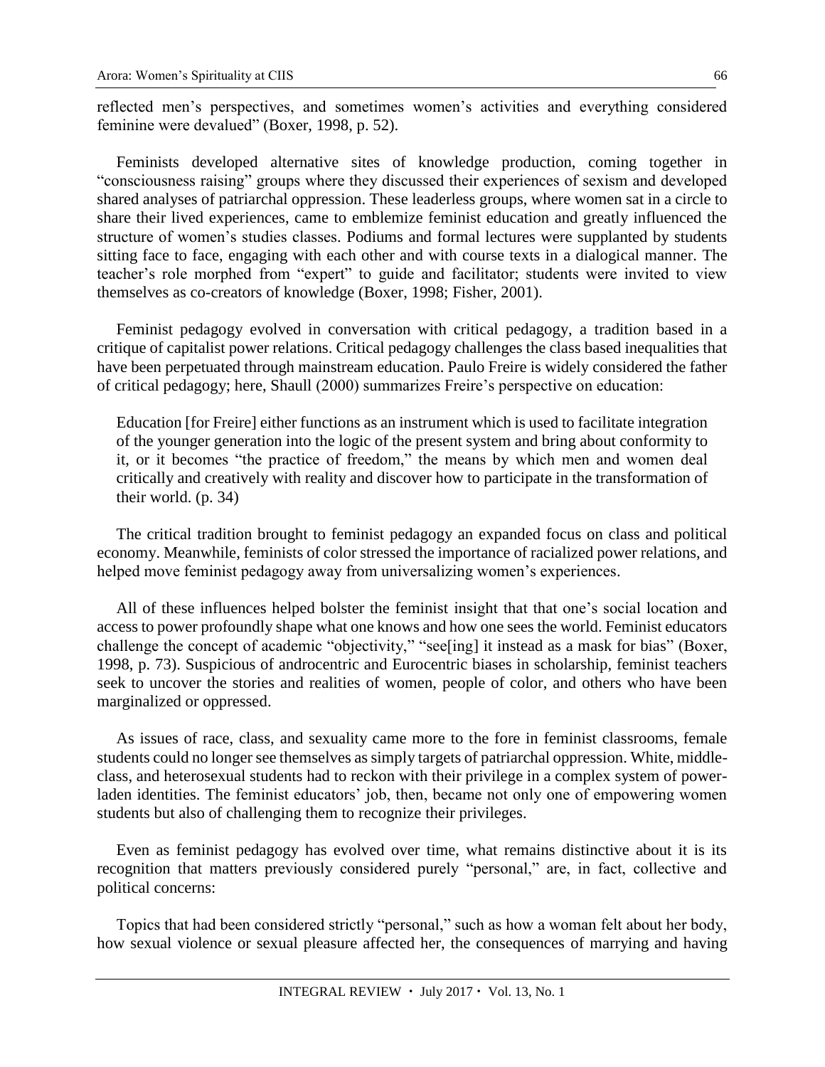reflected men's perspectives, and sometimes women's activities and everything considered feminine were devalued" (Boxer, 1998, p. 52).

Feminists developed alternative sites of knowledge production, coming together in "consciousness raising" groups where they discussed their experiences of sexism and developed shared analyses of patriarchal oppression. These leaderless groups, where women sat in a circle to share their lived experiences, came to emblemize feminist education and greatly influenced the structure of women's studies classes. Podiums and formal lectures were supplanted by students sitting face to face, engaging with each other and with course texts in a dialogical manner. The teacher's role morphed from "expert" to guide and facilitator; students were invited to view themselves as co-creators of knowledge (Boxer, 1998; Fisher, 2001).

Feminist pedagogy evolved in conversation with critical pedagogy, a tradition based in a critique of capitalist power relations. Critical pedagogy challenges the class based inequalities that have been perpetuated through mainstream education. Paulo Freire is widely considered the father of critical pedagogy; here, Shaull (2000) summarizes Freire's perspective on education:

> Education [for Freire] either functions as an instrument which is used to facilitate integration of the younger generation into the logic of the present system and bring about conformity to it, or it becomes "the practice of freedom," the means by which men and women deal critically and creatively with reality and discover how to participate in the transformation of their world. (p. 34)

The critical tradition brought to feminist pedagogy an expanded focus on class and political economy. Meanwhile, feminists of color stressed the importance of racialized power relations, and helped move feminist pedagogy away from universalizing women's experiences.

All of these influences helped bolster the feminist insight that that one's social location and access to power profoundly shape what one knows and how one sees the world. Feminist educators challenge the concept of academic "objectivity," "see[ing] it instead as a mask for bias" (Boxer, 1998, p. 73). Suspicious of androcentric and Eurocentric biases in scholarship, feminist teachers seek to uncover the stories and realities of women, people of color, and others who have been marginalized or oppressed.

As issues of race, class, and sexuality came more to the fore in feminist classrooms, female students could no longer see themselves as simply targets of patriarchal oppression. White, middle-class, and heterosexual students had to reckon with their privilege in a complex system of power-laden identities. The feminist educators' job, then, became not only one of empowering women students but also of challenging them to recognize their privileges.

Even as feminist pedagogy has evolved over time, what remains distinctive about it is its recognition that matters previously considered purely "personal," are, in fact, collective and political concerns:

> Topics that had been considered strictly "personal," such as how a woman felt about her body, how sexual violence or sexual pleasure affected her, the consequences of marrying and having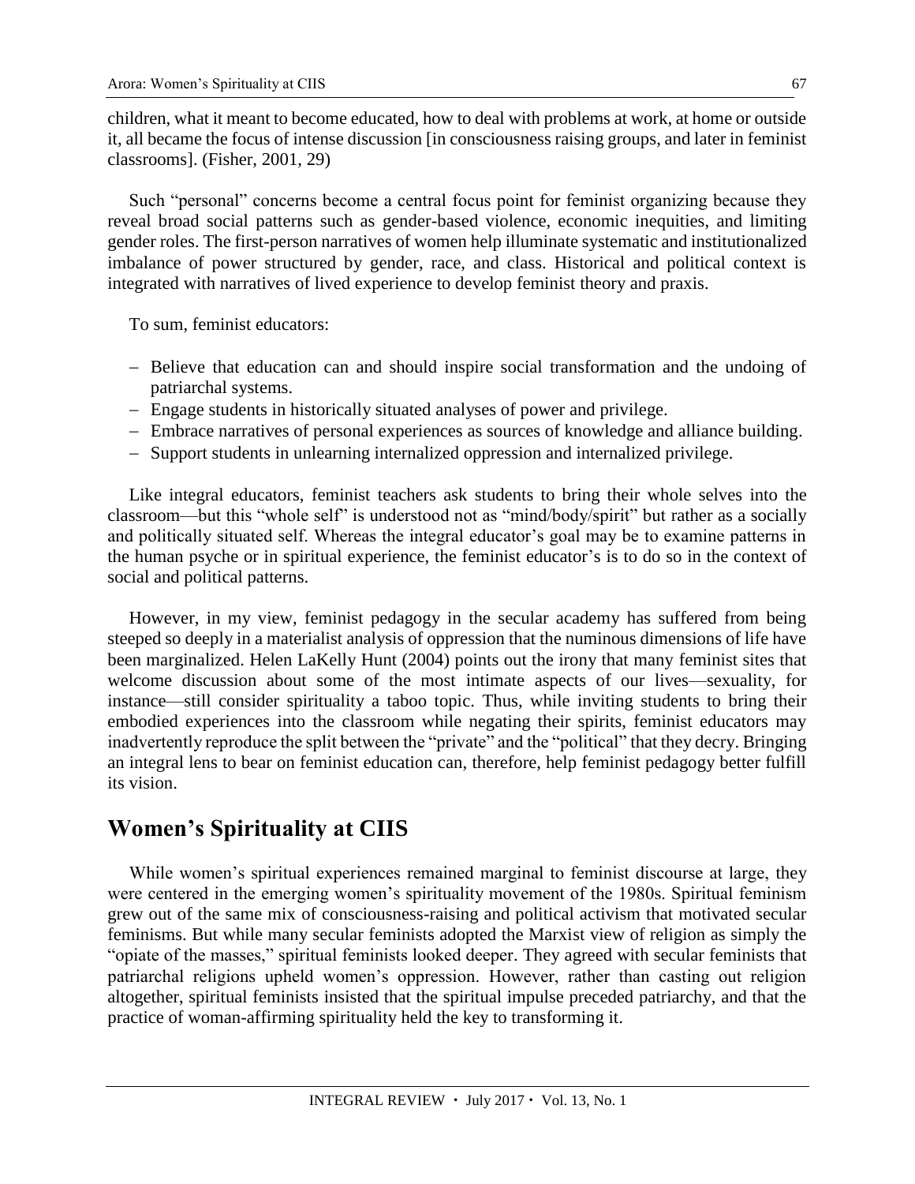children, what it meant to become educated, how to deal with problems at work, at home or outside it, all became the focus of intense discussion [in consciousness raising groups, and later in feminist classrooms]. (Fisher, 2001, 29)

Such "personal" concerns become a central focus point for feminist organizing because they reveal broad social patterns such as gender-based violence, economic inequities, and limiting gender roles. The first-person narratives of women help illuminate systematic and institutionalized imbalance of power structured by gender, race, and class. Historical and political context is integrated with narratives of lived experience to develop feminist theory and praxis.

To sum, feminist educators:

- Believe that education can and should inspire social transformation and the undoing of patriarchal systems.
- Engage students in historically situated analyses of power and privilege.
- Embrace narratives of personal experiences as sources of knowledge and alliance building.
- Support students in unlearning internalized oppression and internalized privilege.

Like integral educators, feminist teachers ask students to bring their whole selves into the classroom—but this "whole self" is understood not as "mind/body/spirit" but rather as a socially and politically situated self. Whereas the integral educator's goal may be to examine patterns in the human psyche or in spiritual experience, the feminist educator's is to do so in the context of social and political patterns.

However, in my view, feminist pedagogy in the secular academy has suffered from being steeped so deeply in a materialist analysis of oppression that the numinous dimensions of life have been marginalized. Helen LaKelly Hunt (2004) points out the irony that many feminist sites that welcome discussion about some of the most intimate aspects of our lives—sexuality, for instance—still consider spirituality a taboo topic. Thus, while inviting students to bring their embodied experiences into the classroom while negating their spirits, feminist educators may inadvertently reproduce the split between the "private" and the "political" that they decry. Bringing an integral lens to bear on feminist education can, therefore, help feminist pedagogy better fulfill its vision.

## Women's Spirituality at CIIS

While women's spiritual experiences remained marginal to feminist discourse at large, they were centered in the emerging women's spirituality movement of the 1980s. Spiritual feminism grew out of the same mix of consciousness-raising and political activism that motivated secular feminisms. But while many secular feminists adopted the Marxist view of religion as simply the "opiate of the masses," spiritual feminists looked deeper. They agreed with secular feminists that patriarchal religions upheld women's oppression. However, rather than casting out religion altogether, spiritual feminists insisted that the spiritual impulse preceded patriarchy, and that the practice of woman-affirming spirituality held the key to transforming it.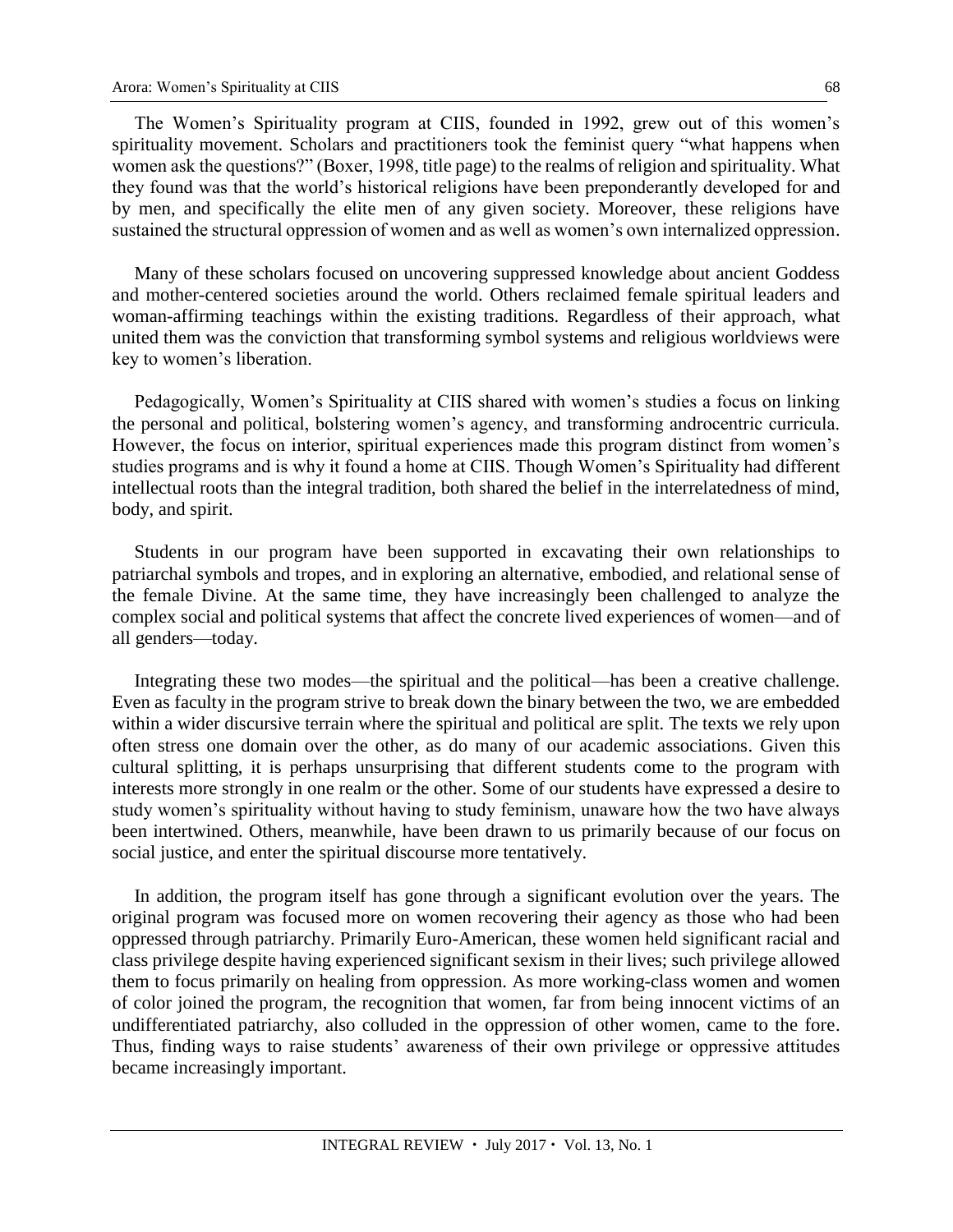The Women's Spirituality program at CIIS, founded in 1992, grew out of this women's spirituality movement. Scholars and practitioners took the feminist query "what happens when women ask the questions?" (Boxer, 1998, title page) to the realms of religion and spirituality. What they found was that the world's historical religions have been preponderantly developed for and by men, and specifically the elite men of any given society. Moreover, these religions have sustained the structural oppression of women and as well as women's own internalized oppression.

Many of these scholars focused on uncovering suppressed knowledge about ancient Goddess and mother-centered societies around the world. Others reclaimed female spiritual leaders and woman-affirming teachings within the existing traditions. Regardless of their approach, what united them was the conviction that transforming symbol systems and religious worldviews were key to women's liberation.

Pedagogically, Women's Spirituality at CIIS shared with women's studies a focus on linking the personal and political, bolstering women's agency, and transforming androcentric curricula. However, the focus on interior, spiritual experiences made this program distinct from women's studies programs and is why it found a home at CIIS. Though Women's Spirituality had different intellectual roots than the integral tradition, both shared the belief in the interrelatedness of mind, body, and spirit.

Students in our program have been supported in excavating their own relationships to patriarchal symbols and tropes, and in exploring an alternative, embodied, and relational sense of the female Divine. At the same time, they have increasingly been challenged to analyze the complex social and political systems that affect the concrete lived experiences of women—and of all genders—today.

Integrating these two modes—the spiritual and the political—has been a creative challenge. Even as faculty in the program strive to break down the binary between the two, we are embedded within a wider discursive terrain where the spiritual and political are split. The texts we rely upon often stress one domain over the other, as do many of our academic associations. Given this cultural splitting, it is perhaps unsurprising that different students come to the program with interests more strongly in one realm or the other. Some of our students have expressed a desire to study women's spirituality without having to study feminism, unaware how the two have always been intertwined. Others, meanwhile, have been drawn to us primarily because of our focus on social justice, and enter the spiritual discourse more tentatively.

In addition, the program itself has gone through a significant evolution over the years. The original program was focused more on women recovering their agency as those who had been oppressed through patriarchy. Primarily Euro-American, these women held significant racial and class privilege despite having experienced significant sexism in their lives; such privilege allowed them to focus primarily on healing from oppression. As more working-class women and women of color joined the program, the recognition that women, far from being innocent victims of an undifferentiated patriarchy, also colluded in the oppression of other women, came to the fore. Thus, finding ways to raise students' awareness of their own privilege or oppressive attitudes became increasingly important.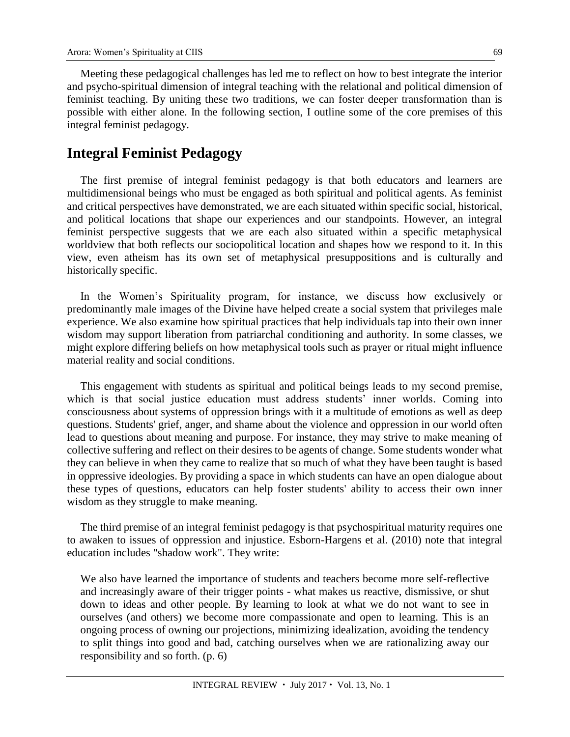Meeting these pedagogical challenges has led me to reflect on how to best integrate the interior and psycho-spiritual dimension of integral teaching with the relational and political dimension of feminist teaching. By uniting these two traditions, we can foster deeper transformation than is possible with either alone. In the following section, I outline some of the core premises of this integral feminist pedagogy.

## Integral Feminist Pedagogy

The first premise of integral feminist pedagogy is that both educators and learners are multidimensional beings who must be engaged as both spiritual and political agents. As feminist and critical perspectives have demonstrated, we are each situated within specific social, historical, and political locations that shape our experiences and our standpoints. However, an integral feminist perspective suggests that we are each also situated within a specific metaphysical worldview that both reflects our sociopolitical location and shapes how we respond to it. In this view, even atheism has its own set of metaphysical presuppositions and is culturally and historically specific.

In the Women's Spirituality program, for instance, we discuss how exclusively or predominantly male images of the Divine have helped create a social system that privileges male experience. We also examine how spiritual practices that help individuals tap into their own inner wisdom may support liberation from patriarchal conditioning and authority. In some classes, we might explore differing beliefs on how metaphysical tools such as prayer or ritual might influence material reality and social conditions.

This engagement with students as spiritual and political beings leads to my second premise, which is that social justice education must address students' inner worlds. Coming into consciousness about systems of oppression brings with it a multitude of emotions as well as deep questions. Students' grief, anger, and shame about the violence and oppression in our world often lead to questions about meaning and purpose. For instance, they may strive to make meaning of collective suffering and reflect on their desires to be agents of change. Some students wonder what they can believe in when they came to realize that so much of what they have been taught is based in oppressive ideologies. By providing a space in which students can have an open dialogue about these types of questions, educators can help foster students' ability to access their own inner wisdom as they struggle to make meaning.

The third premise of an integral feminist pedagogy is that psychospiritual maturity requires one to awaken to issues of oppression and injustice. Esborn-Hargens et al. (2010) note that integral education includes "shadow work". They write:

> We also have learned the importance of students and teachers become more self-reflective and increasingly aware of their trigger points - what makes us reactive, dismissive, or shut down to ideas and other people. By learning to look at what we do not want to see in ourselves (and others) we become more compassionate and open to learning. This is an ongoing process of owning our projections, minimizing idealization, avoiding the tendency to split things into good and bad, catching ourselves when we are rationalizing away our responsibility and so forth. (p. 6)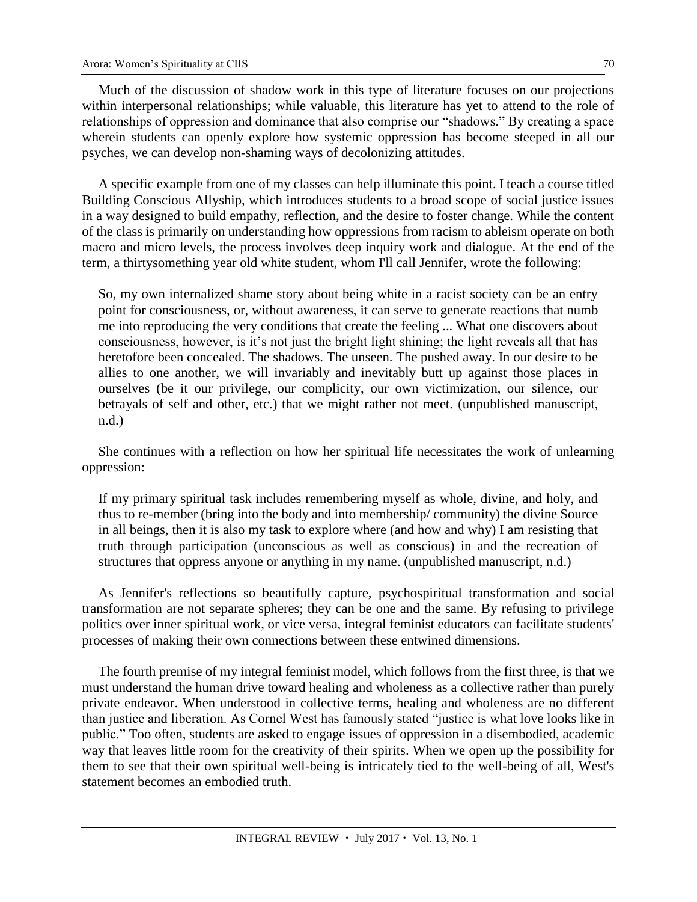Much of the discussion of shadow work in this type of literature focuses on our projections within interpersonal relationships; while valuable, this literature has yet to attend to the role of relationships of oppression and dominance that also comprise our "shadows." By creating a space wherein students can openly explore how systemic oppression has become steeped in all our psyches, we can develop non-shaming ways of decolonizing attitudes.

A specific example from one of my classes can help illuminate this point. I teach a course titled Building Conscious Allyship, which introduces students to a broad scope of social justice issues in a way designed to build empathy, reflection, and the desire to foster change. While the content of the class is primarily on understanding how oppressions from racism to ableism operate on both macro and micro levels, the process involves deep inquiry work and dialogue. At the end of the term, a thirtysomething year old white student, whom I'll call Jennifer, wrote the following:

> So, my own internalized shame story about being white in a racist society can be an entry point for consciousness, or, without awareness, it can serve to generate reactions that numb me into reproducing the very conditions that create the feeling ... What one discovers about consciousness, however, is it's not just the bright light shining; the light reveals all that has heretofore been concealed. The shadows. The unseen. The pushed away. In our desire to be allies to one another, we will invariably and inevitably butt up against those places in ourselves (be it our privilege, our complicity, our own victimization, our silence, our betrayals of self and other, etc.) that we might rather not meet. (unpublished manuscript, n.d.)

She continues with a reflection on how her spiritual life necessitates the work of unlearning oppression:

> If my primary spiritual task includes remembering myself as whole, divine, and holy, and thus to re-member (bring into the body and into membership/ community) the divine Source in all beings, then it is also my task to explore where (and how and why) I am resisting that truth through participation (unconscious as well as conscious) in and the recreation of structures that oppress anyone or anything in my name. (unpublished manuscript, n.d.)

As Jennifer's reflections so beautifully capture, psychospiritual transformation and social transformation are not separate spheres; they can be one and the same. By refusing to privilege politics over inner spiritual work, or vice versa, integral feminist educators can facilitate students' processes of making their own connections between these entwined dimensions.

The fourth premise of my integral feminist model, which follows from the first three, is that we must understand the human drive toward healing and wholeness as a collective rather than purely private endeavor. When understood in collective terms, healing and wholeness are no different than justice and liberation. As Cornel West has famously stated "justice is what love looks like in public." Too often, students are asked to engage issues of oppression in a disembodied, academic way that leaves little room for the creativity of their spirits. When we open up the possibility for them to see that their own spiritual well-being is intricately tied to the well-being of all, West's statement becomes an embodied truth.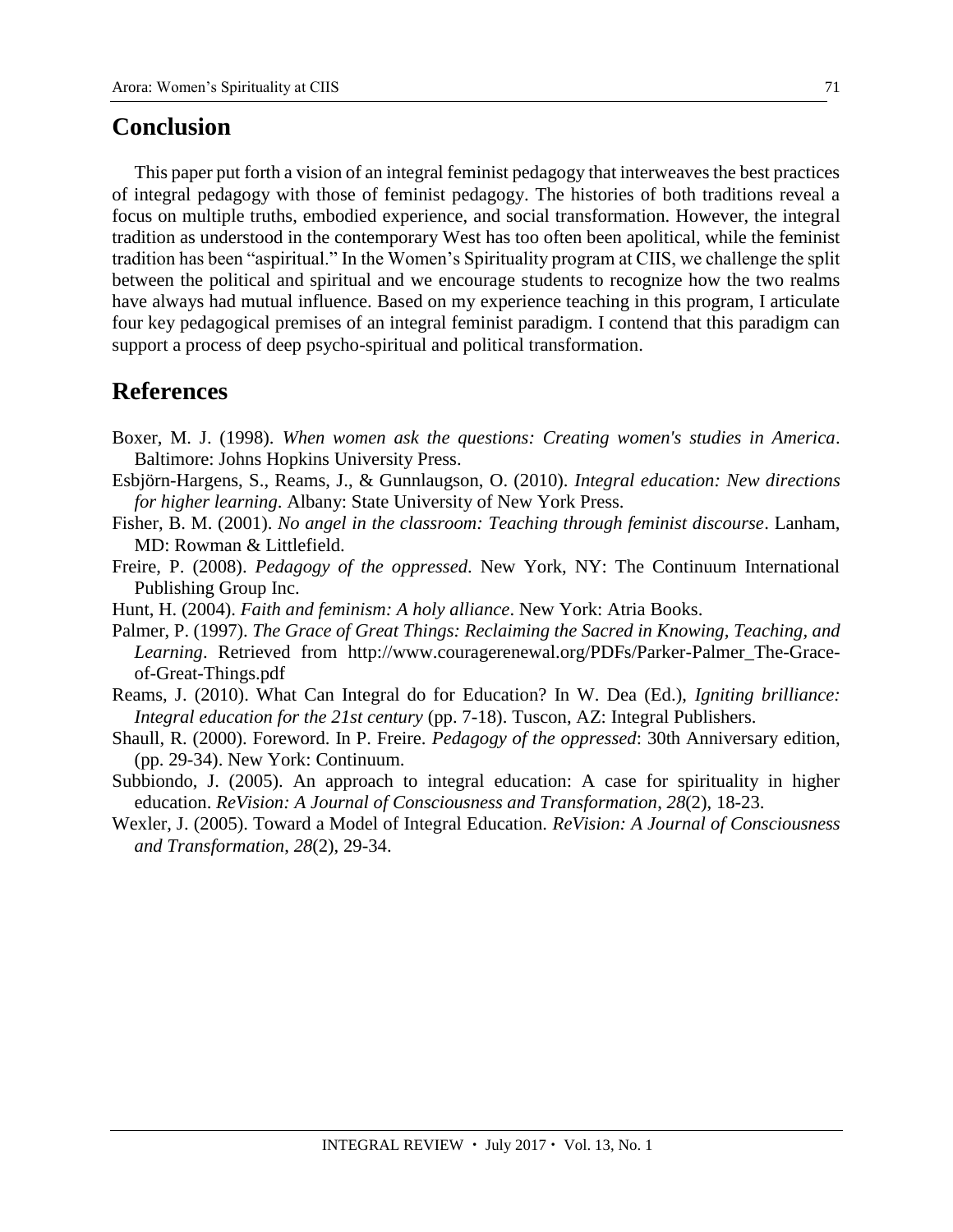## Conclusion

This paper put forth a vision of an integral feminist pedagogy that interweaves the best practices of integral pedagogy with those of feminist pedagogy. The histories of both traditions reveal a focus on multiple truths, embodied experience, and social transformation. However, the integral tradition as understood in the contemporary West has too often been apolitical, while the feminist tradition has been "aspiritual." In the Women's Spirituality program at CIIS, we challenge the split between the political and spiritual and we encourage students to recognize how the two realms have always had mutual influence. Based on my experience teaching in this program, I articulate four key pedagogical premises of an integral feminist paradigm. I contend that this paradigm can support a process of deep psycho-spiritual and political transformation.

## References

Boxer, M. J. (1998). *When women ask the questions: Creating women's studies in America*. Baltimore: Johns Hopkins University Press.

Esbjörn-Hargens, S., Reams, J., & Gunnlaugson, O. (2010). *Integral education: New directions for higher learning*. Albany: State University of New York Press.

Fisher, B. M. (2001). *No angel in the classroom: Teaching through feminist discourse*. Lanham, MD: Rowman & Littlefield.

Freire, P. (2008). *Pedagogy of the oppressed*. New York, NY: The Continuum International Publishing Group Inc.

Hunt, H. (2004). *Faith and feminism: A holy alliance*. New York: Atria Books.

Palmer, P. (1997). *The Grace of Great Things: Reclaiming the Sacred in Knowing, Teaching, and Learning*. Retrieved from http://www.couragerenewal.org/PDFs/Parker-Palmer_The-Grace-of-Great-Things.pdf

Reams, J. (2010). What Can Integral do for Education? In W. Dea (Ed.), *Igniting brilliance: Integral education for the 21st century* (pp. 7-18). Tuscon, AZ: Integral Publishers.

Shaull, R. (2000). Foreword. In P. Freire. *Pedagogy of the oppressed*: 30th Anniversary edition, (pp. 29-34). New York: Continuum.

Subbiondo, J. (2005). An approach to integral education: A case for spirituality in higher education. *ReVision: A Journal of Consciousness and Transformation*, *28*(2), 18-23.

Wexler, J. (2005). Toward a Model of Integral Education. *ReVision: A Journal of Consciousness and Transformation*, *28*(2), 29-34.